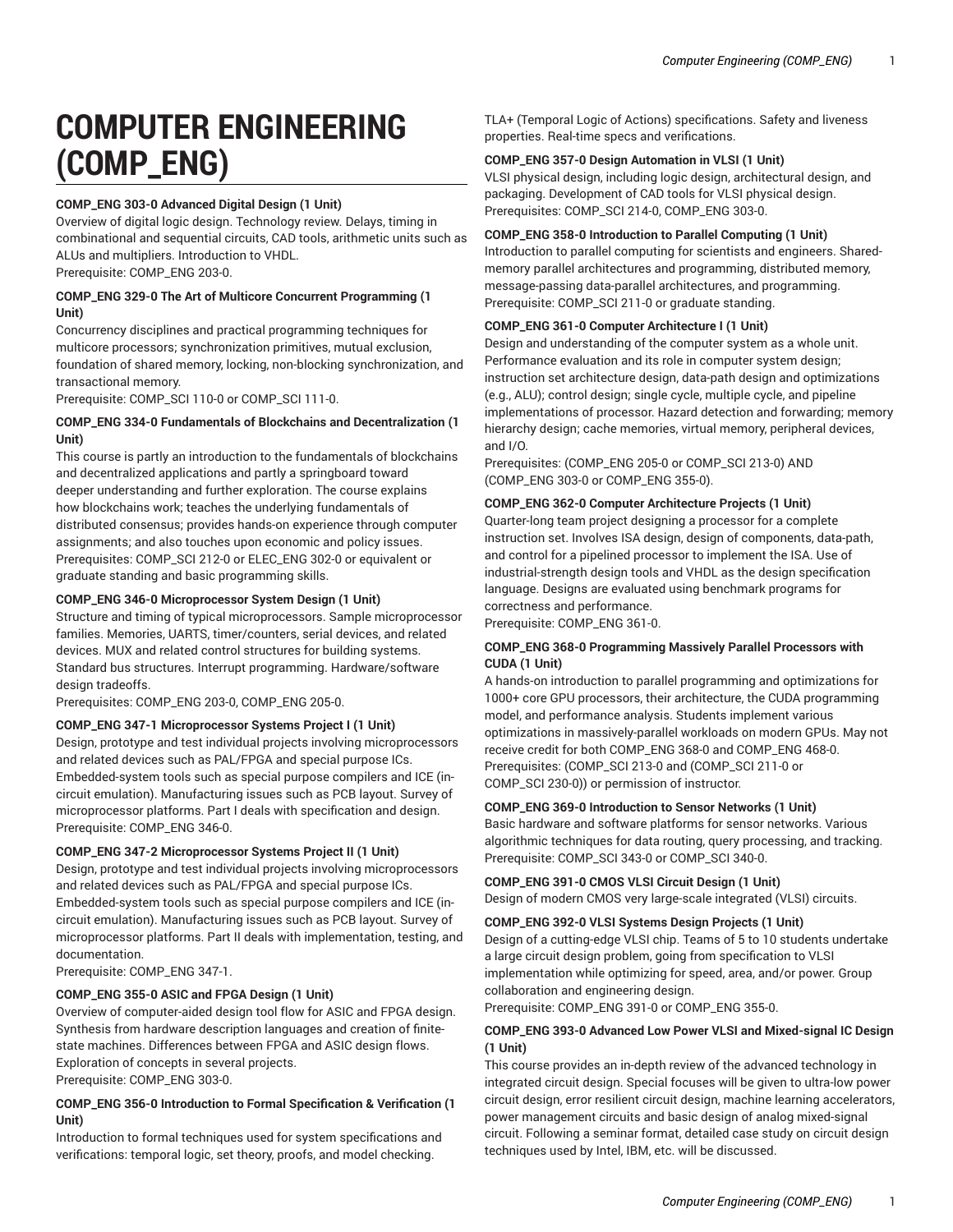# COMPUTER ENGINEERING (COMP_ENG)

**COMP_ENG 303-0 Advanced Digital Design (1 Unit)**
Overview of digital logic design. Technology review. Delays, timing in combinational and sequential circuits, CAD tools, arithmetic units such as ALUs and multipliers. Introduction to VHDL.
Prerequisite: COMP_ENG 203-0.

**COMP_ENG 329-0 The Art of Multicore Concurrent Programming (1 Unit)**
Concurrency disciplines and practical programming techniques for multicore processors; synchronization primitives, mutual exclusion, foundation of shared memory, locking, non-blocking synchronization, and transactional memory.
Prerequisite: COMP_SCI 110-0 or COMP_SCI 111-0.

**COMP_ENG 334-0 Fundamentals of Blockchains and Decentralization (1 Unit)**
This course is partly an introduction to the fundamentals of blockchains and decentralized applications and partly a springboard toward deeper understanding and further exploration. The course explains how blockchains work; teaches the underlying fundamentals of distributed consensus; provides hands-on experience through computer assignments; and also touches upon economic and policy issues.
Prerequisites: COMP_SCI 212-0 or ELEC_ENG 302-0 or equivalent or graduate standing and basic programming skills.

**COMP_ENG 346-0 Microprocessor System Design (1 Unit)**
Structure and timing of typical microprocessors. Sample microprocessor families. Memories, UARTS, timer/counters, serial devices, and related devices. MUX and related control structures for building systems. Standard bus structures. Interrupt programming. Hardware/software design tradeoffs.
Prerequisites: COMP_ENG 203-0, COMP_ENG 205-0.

**COMP_ENG 347-1 Microprocessor Systems Project I (1 Unit)**
Design, prototype and test individual projects involving microprocessors and related devices such as PAL/FPGA and special purpose ICs. Embedded-system tools such as special purpose compilers and ICE (in-circuit emulation). Manufacturing issues such as PCB layout. Survey of microprocessor platforms. Part I deals with specification and design.
Prerequisite: COMP_ENG 346-0.

**COMP_ENG 347-2 Microprocessor Systems Project II (1 Unit)**
Design, prototype and test individual projects involving microprocessors and related devices such as PAL/FPGA and special purpose ICs. Embedded-system tools such as special purpose compilers and ICE (in-circuit emulation). Manufacturing issues such as PCB layout. Survey of microprocessor platforms. Part II deals with implementation, testing, and documentation.
Prerequisite: COMP_ENG 347-1.

**COMP_ENG 355-0 ASIC and FPGA Design (1 Unit)**
Overview of computer-aided design tool flow for ASIC and FPGA design. Synthesis from hardware description languages and creation of finite-state machines. Differences between FPGA and ASIC design flows. Exploration of concepts in several projects.
Prerequisite: COMP_ENG 303-0.

**COMP_ENG 356-0 Introduction to Formal Specification & Verification (1 Unit)**
Introduction to formal techniques used for system specifications and verifications: temporal logic, set theory, proofs, and model checking. TLA+ (Temporal Logic of Actions) specifications. Safety and liveness properties. Real-time specs and verifications.

**COMP_ENG 357-0 Design Automation in VLSI (1 Unit)**
VLSI physical design, including logic design, architectural design, and packaging. Development of CAD tools for VLSI physical design.
Prerequisites: COMP_SCI 214-0, COMP_ENG 303-0.

**COMP_ENG 358-0 Introduction to Parallel Computing (1 Unit)**
Introduction to parallel computing for scientists and engineers. Shared-memory parallel architectures and programming, distributed memory, message-passing data-parallel architectures, and programming.
Prerequisite: COMP_SCI 211-0 or graduate standing.

**COMP_ENG 361-0 Computer Architecture I (1 Unit)**
Design and understanding of the computer system as a whole unit. Performance evaluation and its role in computer system design; instruction set architecture design, data-path design and optimizations (e.g., ALU); control design; single cycle, multiple cycle, and pipeline implementations of processor. Hazard detection and forwarding; memory hierarchy design; cache memories, virtual memory, peripheral devices, and I/O.
Prerequisites: (COMP_ENG 205-0 or COMP_SCI 213-0) AND (COMP_ENG 303-0 or COMP_ENG 355-0).

**COMP_ENG 362-0 Computer Architecture Projects (1 Unit)**
Quarter-long team project designing a processor for a complete instruction set. Involves ISA design, design of components, data-path, and control for a pipelined processor to implement the ISA. Use of industrial-strength design tools and VHDL as the design specification language. Designs are evaluated using benchmark programs for correctness and performance.
Prerequisite: COMP_ENG 361-0.

**COMP_ENG 368-0 Programming Massively Parallel Processors with CUDA (1 Unit)**
A hands-on introduction to parallel programming and optimizations for 1000+ core GPU processors, their architecture, the CUDA programming model, and performance analysis. Students implement various optimizations in massively-parallel workloads on modern GPUs. May not receive credit for both COMP_ENG 368-0 and COMP_ENG 468-0.
Prerequisites: (COMP_SCI 213-0 and (COMP_SCI 211-0 or COMP_SCI 230-0)) or permission of instructor.

**COMP_ENG 369-0 Introduction to Sensor Networks (1 Unit)**
Basic hardware and software platforms for sensor networks. Various algorithmic techniques for data routing, query processing, and tracking.
Prerequisite: COMP_SCI 343-0 or COMP_SCI 340-0.

**COMP_ENG 391-0 CMOS VLSI Circuit Design (1 Unit)**
Design of modern CMOS very large-scale integrated (VLSI) circuits.

**COMP_ENG 392-0 VLSI Systems Design Projects (1 Unit)**
Design of a cutting-edge VLSI chip. Teams of 5 to 10 students undertake a large circuit design problem, going from specification to VLSI implementation while optimizing for speed, area, and/or power. Group collaboration and engineering design.
Prerequisite: COMP_ENG 391-0 or COMP_ENG 355-0.

**COMP_ENG 393-0 Advanced Low Power VLSI and Mixed-signal IC Design (1 Unit)**
This course provides an in-depth review of the advanced technology in integrated circuit design. Special focuses will be given to ultra-low power circuit design, error resilient circuit design, machine learning accelerators, power management circuits and basic design of analog mixed-signal circuit. Following a seminar format, detailed case study on circuit design techniques used by Intel, IBM, etc. will be discussed.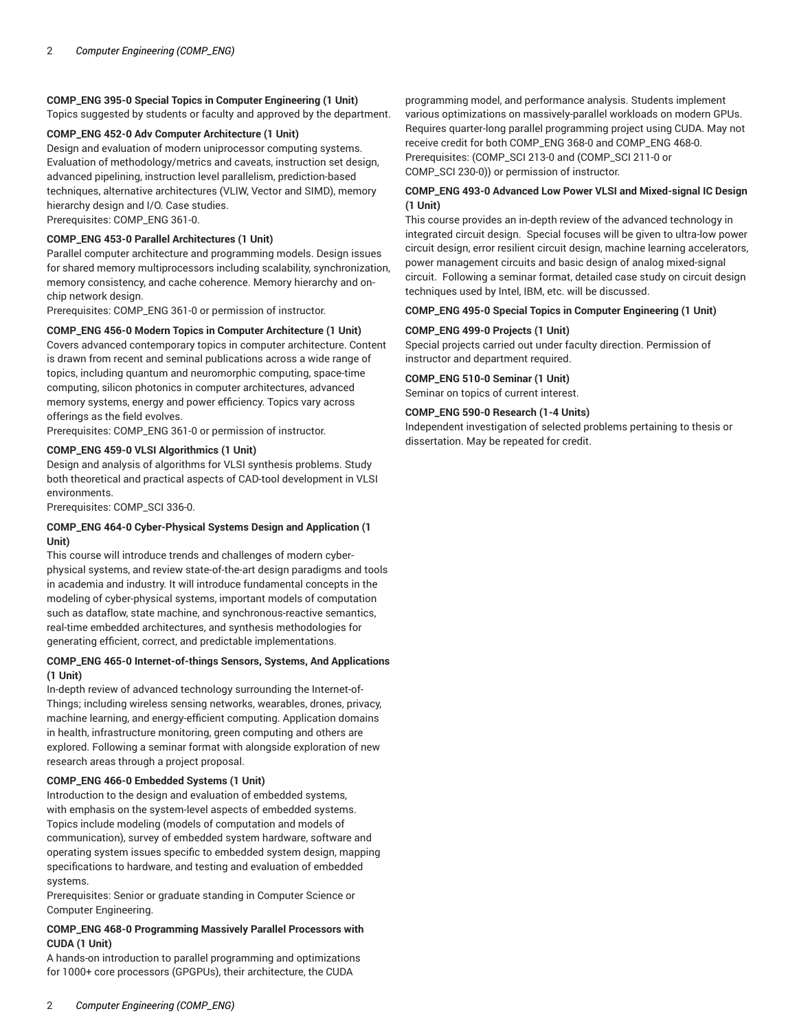**COMP_ENG 395-0 Special Topics in Computer Engineering (1 Unit)**
Topics suggested by students or faculty and approved by the department.

**COMP_ENG 452-0 Adv Computer Architecture (1 Unit)**
Design and evaluation of modern uniprocessor computing systems. Evaluation of methodology/metrics and caveats, instruction set design, advanced pipelining, instruction level parallelism, prediction-based techniques, alternative architectures (VLIW, Vector and SIMD), memory hierarchy design and I/O. Case studies.
Prerequisites: COMP_ENG 361-0.

**COMP_ENG 453-0 Parallel Architectures (1 Unit)**
Parallel computer architecture and programming models. Design issues for shared memory multiprocessors including scalability, synchronization, memory consistency, and cache coherence. Memory hierarchy and on-chip network design.
Prerequisites: COMP_ENG 361-0 or permission of instructor.

**COMP_ENG 456-0 Modern Topics in Computer Architecture (1 Unit)**
Covers advanced contemporary topics in computer architecture. Content is drawn from recent and seminal publications across a wide range of topics, including quantum and neuromorphic computing, space-time computing, silicon photonics in computer architectures, advanced memory systems, energy and power efficiency. Topics vary across offerings as the field evolves.
Prerequisites: COMP_ENG 361-0 or permission of instructor.

**COMP_ENG 459-0 VLSI Algorithmics (1 Unit)**
Design and analysis of algorithms for VLSI synthesis problems. Study both theoretical and practical aspects of CAD-tool development in VLSI environments.
Prerequisites: COMP_SCI 336-0.

**COMP_ENG 464-0 Cyber-Physical Systems Design and Application (1 Unit)**
This course will introduce trends and challenges of modern cyber-physical systems, and review state-of-the-art design paradigms and tools in academia and industry. It will introduce fundamental concepts in the modeling of cyber-physical systems, important models of computation such as dataflow, state machine, and synchronous-reactive semantics, real-time embedded architectures, and synthesis methodologies for generating efficient, correct, and predictable implementations.

**COMP_ENG 465-0 Internet-of-things Sensors, Systems, And Applications (1 Unit)**
In-depth review of advanced technology surrounding the Internet-of-Things; including wireless sensing networks, wearables, drones, privacy, machine learning, and energy-efficient computing. Application domains in health, infrastructure monitoring, green computing and others are explored. Following a seminar format with alongside exploration of new research areas through a project proposal.

**COMP_ENG 466-0 Embedded Systems (1 Unit)**
Introduction to the design and evaluation of embedded systems, with emphasis on the system-level aspects of embedded systems. Topics include modeling (models of computation and models of communication), survey of embedded system hardware, software and operating system issues specific to embedded system design, mapping specifications to hardware, and testing and evaluation of embedded systems.
Prerequisites: Senior or graduate standing in Computer Science or Computer Engineering.

**COMP_ENG 468-0 Programming Massively Parallel Processors with CUDA (1 Unit)**
A hands-on introduction to parallel programming and optimizations for 1000+ core processors (GPGPUs), their architecture, the CUDA programming model, and performance analysis. Students implement various optimizations on massively-parallel workloads on modern GPUs. Requires quarter-long parallel programming project using CUDA. May not receive credit for both COMP_ENG 368-0 and COMP_ENG 468-0.
Prerequisites: (COMP_SCI 213-0 and (COMP_SCI 211-0 or COMP_SCI 230-0)) or permission of instructor.

**COMP_ENG 493-0 Advanced Low Power VLSI and Mixed-signal IC Design (1 Unit)**
This course provides an in-depth review of the advanced technology in integrated circuit design. Special focuses will be given to ultra-low power circuit design, error resilient circuit design, machine learning accelerators, power management circuits and basic design of analog mixed-signal circuit. Following a seminar format, detailed case study on circuit design techniques used by Intel, IBM, etc. will be discussed.

**COMP_ENG 495-0 Special Topics in Computer Engineering (1 Unit)**

**COMP_ENG 499-0 Projects (1 Unit)**
Special projects carried out under faculty direction. Permission of instructor and department required.

**COMP_ENG 510-0 Seminar (1 Unit)**
Seminar on topics of current interest.

**COMP_ENG 590-0 Research (1-4 Units)**
Independent investigation of selected problems pertaining to thesis or dissertation. May be repeated for credit.